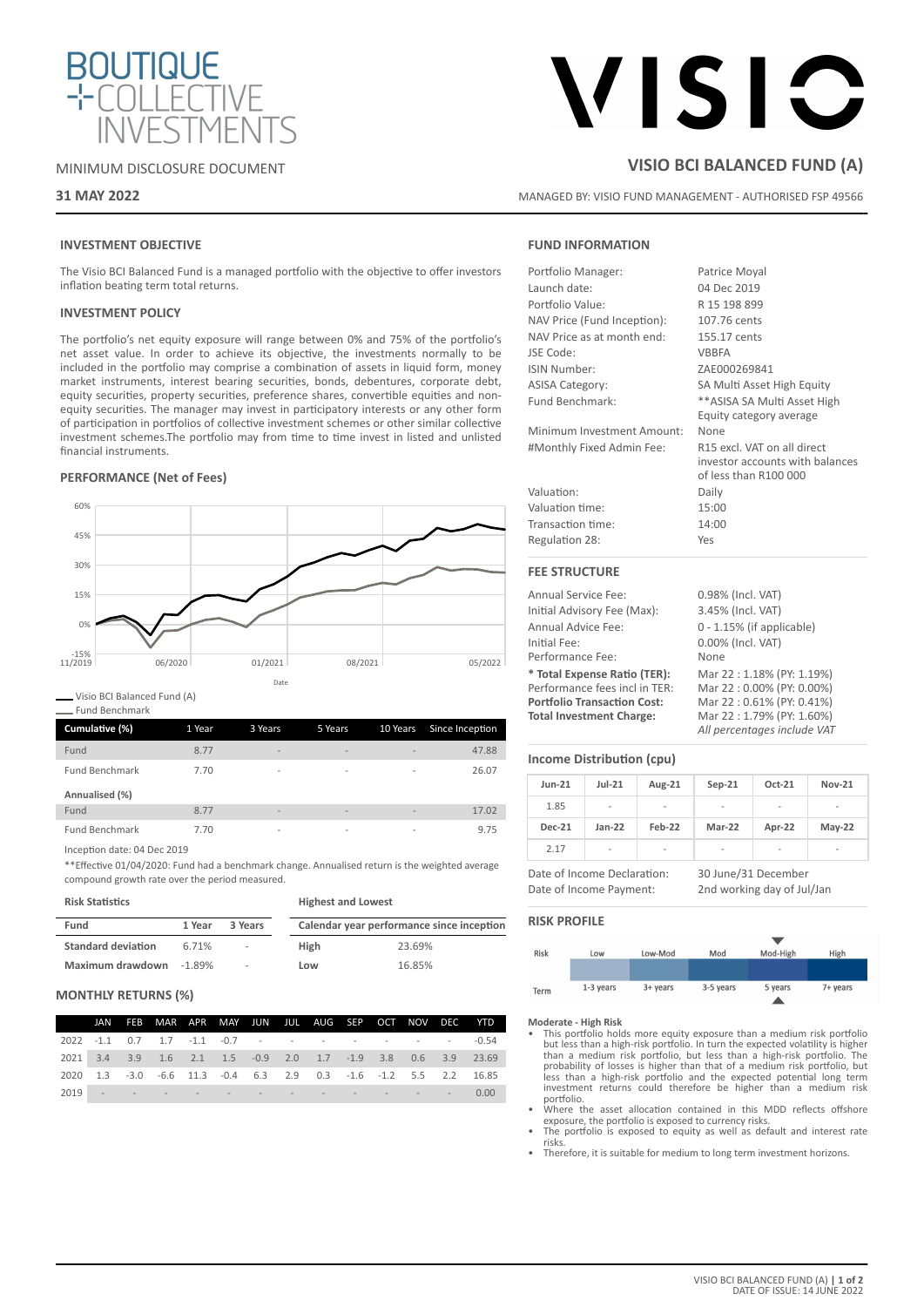BOUTIQUE COLLECTIVE INVESTMENTS

MINIMUM DISCLOSURE DOCUMENT

**31 MAY 2022**

# VISIO BCI BALANCED FUND (A)

MANAGED BY: VISIO FUND MANAGEMENT - AUTHORISED FSP 49566

## INVESTMENT OBJECTIVE

The Visio BCI Balanced Fund is a managed portfolio with the objective to offer investors inflation beating term total returns.

## INVESTMENT POLICY

The portfolio's net equity exposure will range between 0% and 75% of the portfolio's net asset value. In order to achieve its objective, the investments normally to be included in the portfolio may comprise a combination of assets in liquid form, money market instruments, interest bearing securities, bonds, debentures, corporate debt, equity securities, property securities, preference shares, convertible equities and non-equity securities. The manager may invest in participatory interests or any other form of participation in portfolios of collective investment schemes or other similar collective investment schemes.The portfolio may from time to time invest in listed and unlisted financial instruments.

## PERFORMANCE (Net of Fees)

Visio BCI Balanced Fund (A)
Fund Benchmark

| Cumulative (%) | 1 Year | 3 Years | 5 Years | 10 Years | Since Inception |
|---|---|---|---|---|---|
| Fund | 8.77 | - | - | - | 47.88 |
| Fund Benchmark | 7.70 | - | - | - | 26.07 |
| **Annualised (%)** | | | | | |
| Fund | 8.77 | - | - | - | 17.02 |
| Fund Benchmark | 7.70 | - | - | - | 9.75 |

Inception date: 04 Dec 2019

**Effective 01/04/2020: Fund had a benchmark change. Annualised return is the weighted average compound growth rate over the period measured.

**Risk Statistics**

| Fund | 1 Year | 3 Years |
|---|---|---|
| **Standard deviation** | 6.71% | - |
| **Maximum drawdown** | -1.89% | - |

**Highest and Lowest**

| Calendar year performance since inception | |
|---|---|
| **High** | 23.69% |
| **Low** | 16.85% |

## MONTHLY RETURNS (%)

| | JAN | FEB | MAR | APR | MAY | JUN | JUL | AUG | SEP | OCT | NOV | DEC | YTD |
|---|---|---|---|---|---|---|---|---|---|---|---|---|---|
| 2022 | -1.1 | 0.7 | 1.7 | -1.1 | -0.7 | - | - | - | - | - | - | - | -0.54 |
| 2021 | 3.4 | 3.9 | 1.6 | 2.1 | 1.5 | -0.9 | 2.0 | 1.7 | -1.9 | 3.8 | 0.6 | 3.9 | 23.69 |
| 2020 | 1.3 | -3.0 | -6.6 | 11.3 | -0.4 | 6.3 | 2.9 | 0.3 | -1.6 | -1.2 | 5.5 | 2.2 | 16.85 |
| 2019 | - | - | - | - | - | - | - | - | - | - | - | - | 0.00 |

## FUND INFORMATION

| | |
|---|---|
| Portfolio Manager: | Patrice Moyal |
| Launch date: | 04 Dec 2019 |
| Portfolio Value: | R 15 198 899 |
| NAV Price (Fund Inception): | 107.76 cents |
| NAV Price as at month end: | 155.17 cents |
| JSE Code: | VBBFA |
| ISIN Number: | ZAE000269841 |
| ASISA Category: | SA Multi Asset High Equity |
| Fund Benchmark: | **ASISA SA Multi Asset High Equity category average |
| Minimum Investment Amount: | None |
| #Monthly Fixed Admin Fee: | R15 excl. VAT on all direct investor accounts with balances of less than R100 000 |
| Valuation: | Daily |
| Valuation time: | 15:00 |
| Transaction time: | 14:00 |
| Regulation 28: | Yes |

## FEE STRUCTURE

| | |
|---|---|
| Annual Service Fee: | 0.98% (Incl. VAT) |
| Initial Advisory Fee (Max): | 3.45% (Incl. VAT) |
| Annual Advice Fee: | 0 - 1.15% (if applicable) |
| Initial Fee: | 0.00% (Incl. VAT) |
| Performance Fee: | None |
| **\* Total Expense Ratio (TER):** | Mar 22 : 1.18% (PY: 1.19%) |
| Performance fees incl in TER: | Mar 22 : 0.00% (PY: 0.00%) |
| **Portfolio Transaction Cost:** | Mar 22 : 0.61% (PY: 0.41%) |
| **Total Investment Charge:** | Mar 22 : 1.79% (PY: 1.60%) |

*All percentages include VAT*

## Income Distribution (cpu)

| Jun-21 | Jul-21 | Aug-21 | Sep-21 | Oct-21 | Nov-21 |
|---|---|---|---|---|---|
| 1.85 | - | - | - | - | - |
| **Dec-21** | **Jan-22** | **Feb-22** | **Mar-22** | **Apr-22** | **May-22** |
| 2.17 | - | - | - | - | - |

| | |
|---|---|
| Date of Income Declaration: | 30 June/31 December |
| Date of Income Payment: | 2nd working day of Jul/Jan |

## RISK PROFILE

| Risk | Low | Low-Mod | Mod | Mod-High | High |
|---|---|---|---|---|---|
| Term | 1-3 years | 3+ years | 3-5 years | 5 years | 7+ years |

**Moderate - High Risk**

- This portfolio holds more equity exposure than a medium risk portfolio but less than a high-risk portfolio. In turn the expected volatility is higher than a medium risk portfolio, but less than a high-risk portfolio. The probability of losses is higher than that of a medium risk portfolio, but less than a high-risk portfolio and the expected potential long term investment returns could therefore be higher than a medium risk portfolio.
- Where the asset allocation contained in this MDD reflects offshore exposure, the portfolio is exposed to currency risks.
- The portfolio is exposed to equity as well as default and interest rate risks.
- Therefore, it is suitable for medium to long term investment horizons.

DATE OF ISSUE: 14 JUNE 2022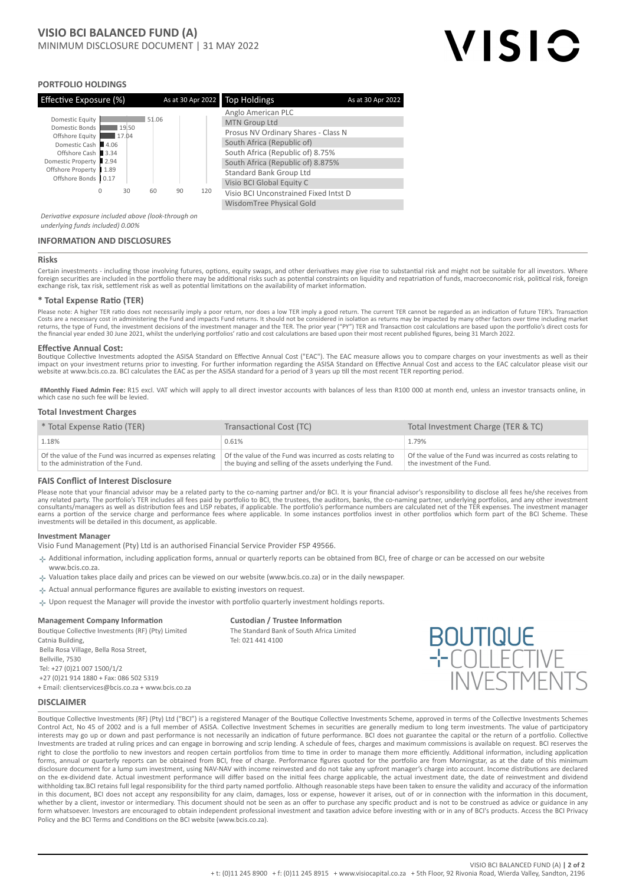# VISIO BCI BALANCED FUND (A)

MINIMUM DISCLOSURE DOCUMENT | 31 MAY 2022

VISIO

## PORTFOLIO HOLDINGS

**Effective Exposure (%)** As at 30 Apr 2022

Domestic Equity 51.06
Domestic Bonds 19.50
Offshore Equity 17.04
Domestic Cash 4.06
Offshore Cash 3.34
Domestic Property 2.94
Offshore Property 1.89
Offshore Bonds 0.17

0 30 60 90 120

*Derivative exposure included above (look-through on underlying funds included) 0.00%*

| Top Holdings | As at 30 Apr 2022 |
|---|---|
| Anglo American PLC | |
| MTN Group Ltd | |
| Prosus NV Ordinary Shares - Class N | |
| South Africa (Republic of) | |
| South Africa (Republic of) 8.75% | |
| South Africa (Republic of) 8.875% | |
| Standard Bank Group Ltd | |
| Visio BCI Global Equity C | |
| Visio BCI Unconstrained Fixed Intst D | |
| WisdomTree Physical Gold | |

## INFORMATION AND DISCLOSURES

### Risks

Certain investments - including those involving futures, options, equity swaps, and other derivatives may give rise to substantial risk and might not be suitable for all investors. Where foreign securities are included in the portfolio there may be additional risks such as potential constraints on liquidity and repatriation of funds, macroeconomic risk, political risk, foreign exchange risk, tax risk, settlement risk as well as potential limitations on the availability of market information.

### * Total Expense Ratio (TER)

Please note: A higher TER ratio does not necessarily imply a poor return, nor does a low TER imply a good return. The current TER cannot be regarded as an indication of future TER's. Transaction Costs are a necessary cost in administering the Fund and impacts Fund returns. It should not be considered in isolation as returns may be impacted by many other factors over time including market returns, the type of Fund, the investment decisions of the investment manager and the TER. The prior year ("PY") TER and Transaction cost calculations are based upon the portfolio's direct costs for the financial year ended 30 June 2021, whilst the underlying portfolios' ratio and cost calculations are based upon their most recent published figures, being 31 March 2022.

### Effective Annual Cost:

Boutique Collective Investments adopted the ASISA Standard on Effective Annual Cost ("EAC"). The EAC measure allows you to compare charges on your investments as well as their impact on your investment returns prior to investing. For further information regarding the ASISA Standard on Effective Annual Cost and access to the EAC calculator please visit our website at www.bcis.co.za. BCI calculates the EAC as per the ASISA standard for a period of 3 years up till the most recent TER reporting period.

**#Monthly Fixed Admin Fee:** R15 excl. VAT which will apply to all direct investor accounts with balances of less than R100 000 at month end, unless an investor transacts online, in which case no such fee will be levied.

### Total Investment Charges

| * Total Expense Ratio (TER) | Transactional Cost (TC) | Total Investment Charge (TER & TC) |
|---|---|---|
| 1.18% | 0.61% | 1.79% |
| Of the value of the Fund was incurred as expenses relating to the administration of the Fund. | Of the value of the Fund was incurred as costs relating to the buying and selling of the assets underlying the Fund. | Of the value of the Fund was incurred as costs relating to the investment of the Fund. |

### FAIS Conflict of Interest Disclosure

Please note that your financial advisor may be a related party to the co-naming partner and/or BCI. It is your financial advisor's responsibility to disclose all fees he/she receives from any related party. The portfolio's TER includes all fees paid by portfolio to BCI, the trustees, the auditors, banks, the co-naming partner, underlying portfolios, and any other investment consultants/managers as well as distribution fees and LISP rebates, if applicable. The portfolio's performance numbers are calculated net of the TER expenses. The investment manager earns a portion of the service charge and performance fees where applicable. In some instances portfolios invest in other portfolios which form part of the BCI Scheme. These investments will be detailed in this document, as applicable.

#### Investment Manager

Visio Fund Management (Pty) Ltd is an authorised Financial Service Provider FSP 49566.

- Additional information, including application forms, annual or quarterly reports can be obtained from BCI, free of charge or can be accessed on our website www.bcis.co.za.
- Valuation takes place daily and prices can be viewed on our website (www.bcis.co.za) or in the daily newspaper.
- Actual annual performance figures are available to existing investors on request.
- Upon request the Manager will provide the investor with portfolio quarterly investment holdings reports.

#### Management Company Information

Boutique Collective Investments (RF) (Pty) Limited
Catnia Building,
Bella Rosa Village, Bella Rosa Street,
Bellville, 7530
Tel: +27 (0)21 007 1500/1/2
+27 (0)21 914 1880 + Fax: 086 502 5319
+ Email: clientservices@bcis.co.za + www.bcis.co.za

#### Custodian / Trustee Information

The Standard Bank of South Africa Limited
Tel: 021 441 4100

BOUTIQUE COLLECTIVE INVESTMENTS

### DISCLAIMER

Boutique Collective Investments (RF) (Pty) Ltd ("BCI") is a registered Manager of the Boutique Collective Investments Scheme, approved in terms of the Collective Investments Schemes Control Act, No 45 of 2002 and is a full member of ASISA. Collective Investment Schemes in securities are generally medium to long term investments. The value of participatory interests may go up or down and past performance is not necessarily an indication of future performance. BCI does not guarantee the capital or the return of a portfolio. Collective Investments are traded at ruling prices and can engage in borrowing and scrip lending. A schedule of fees, charges and maximum commissions is available on request. BCI reserves the right to close the portfolio to new investors and reopen certain portfolios from time to time in order to manage them more efficiently. Additional information, including application forms, annual or quarterly reports can be obtained from BCI, free of charge. Performance figures quoted for the portfolio are from Morningstar, as at the date of this minimum disclosure document for a lump sum investment, using NAV-NAV with income reinvested and do not take any upfront manager's charge into account. Income distributions are declared on the ex-dividend date. Actual investment performance will differ based on the initial fees charge applicable, the actual investment date, the date of reinvestment and dividend withholding tax.BCI retains full legal responsibility for the third party named portfolio. Although reasonable steps have been taken to ensure the validity and accuracy of the information in this document, BCI does not accept any responsibility for any claim, damages, loss or expense, however it arises, out of or in connection with the information in this document, whether by a client, investor or intermediary. This document should not be seen as an offer to purchase any specific product and is not to be construed as advice or guidance in any form whatsoever. Investors are encouraged to obtain independent professional investment and taxation advice before investing with or in any of BCI's products. Access the BCI Privacy Policy and the BCI Terms and Conditions on the BCI website (www.bcis.co.za).

+ t: (0)11 245 8900 + f: (0)11 245 8915 + www.visiocapital.co.za + 5th Floor, 92 Rivonia Road, Wierda Valley, Sandton, 2196